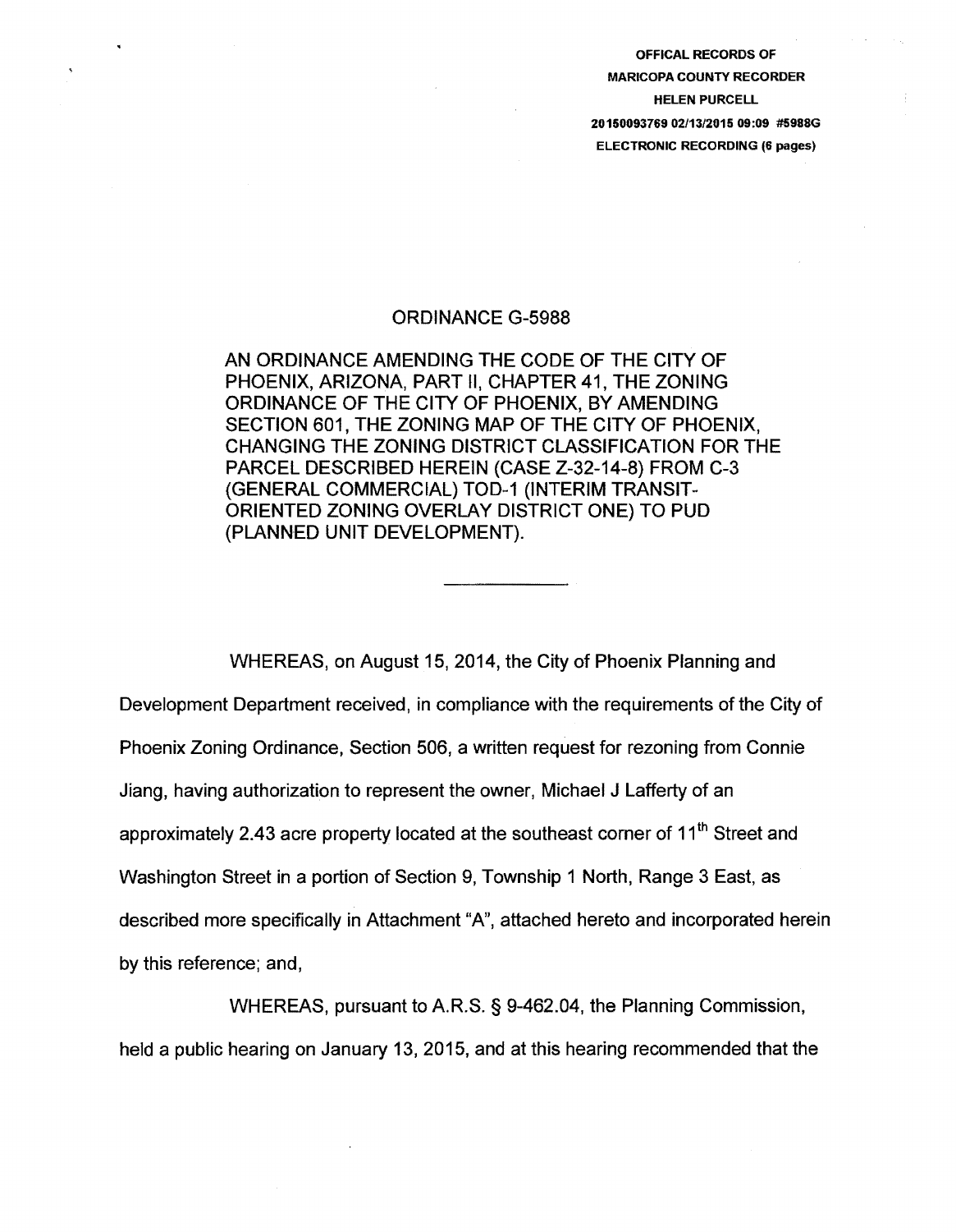OFFICAL RECORDS OF
MARICOPA COUNTY RECORDER
HELEN PURCELL
20150093769 02/13/2015 09:09 #5988G
ELECTRONIC RECORDING (6 pages)

# ORDINANCE G-5988

AN ORDINANCE AMENDING THE CODE OF THE CITY OF PHOENIX, ARIZONA, PART II, CHAPTER 41, THE ZONING ORDINANCE OF THE CITY OF PHOENIX, BY AMENDING SECTION 601, THE ZONING MAP OF THE CITY OF PHOENIX, CHANGING THE ZONING DISTRICT CLASSIFICATION FOR THE PARCEL DESCRIBED HEREIN (CASE Z-32-14-8) FROM C-3 (GENERAL COMMERCIAL) TOD-1 (INTERIM TRANSIT-ORIENTED ZONING OVERLAY DISTRICT ONE) TO PUD (PLANNED UNIT DEVELOPMENT).

---

WHEREAS, on August 15, 2014, the City of Phoenix Planning and Development Department received, in compliance with the requirements of the City of Phoenix Zoning Ordinance, Section 506, a written request for rezoning from Connie Jiang, having authorization to represent the owner, Michael J Lafferty of an approximately 2.43 acre property located at the southeast corner of 11th Street and Washington Street in a portion of Section 9, Township 1 North, Range 3 East, as described more specifically in Attachment "A", attached hereto and incorporated herein by this reference; and,

WHEREAS, pursuant to A.R.S. § 9-462.04, the Planning Commission, held a public hearing on January 13, 2015, and at this hearing recommended that the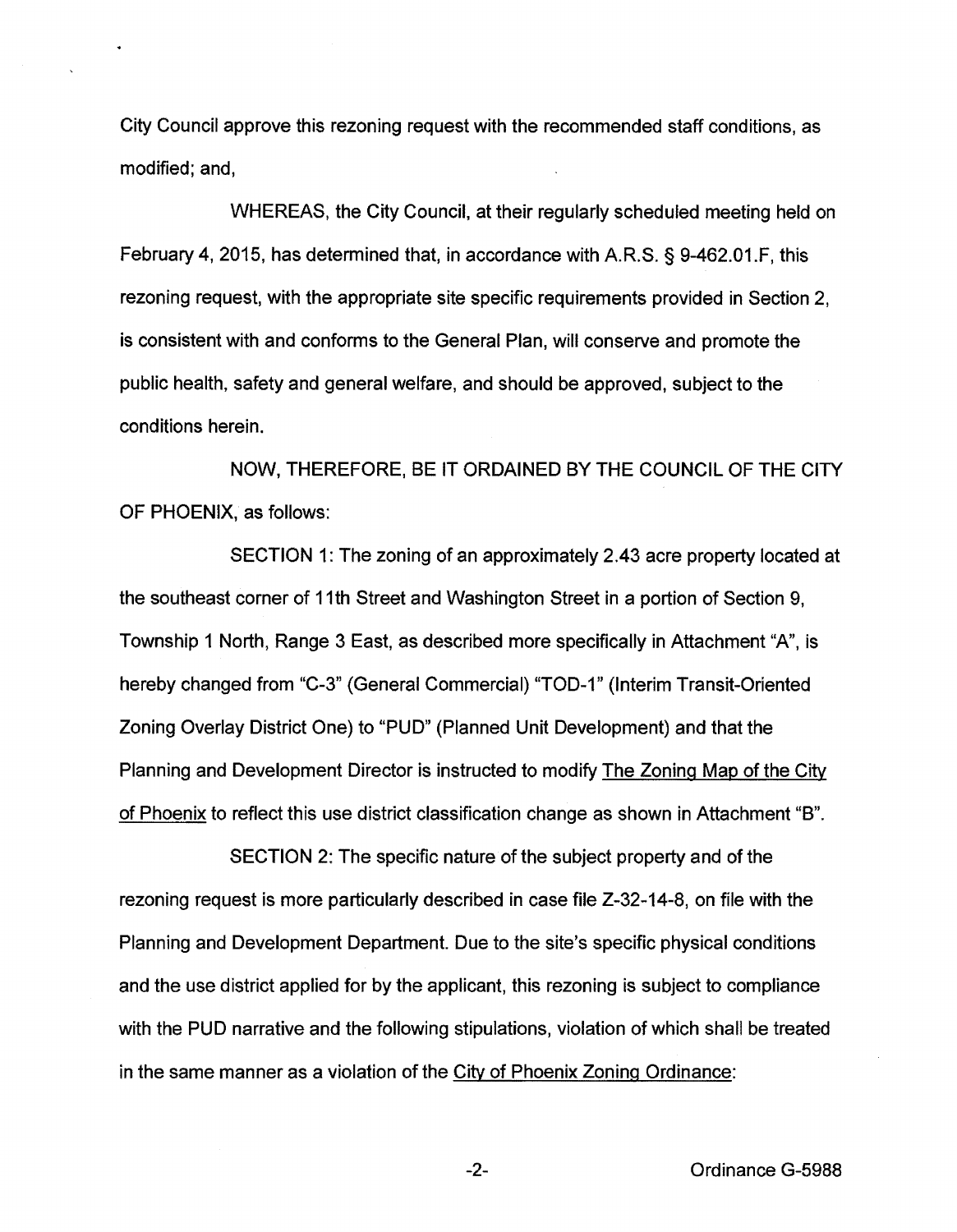City Council approve this rezoning request with the recommended staff conditions, as modified; and,

WHEREAS, the City Council, at their regularly scheduled meeting held on February 4, 2015, has determined that, in accordance with A.R.S. § 9-462.01.F, this rezoning request, with the appropriate site specific requirements provided in Section 2, is consistent with and conforms to the General Plan, will conserve and promote the public health, safety and general welfare, and should be approved, subject to the conditions herein.

NOW, THEREFORE, BE IT ORDAINED BY THE COUNCIL OF THE CITY OF PHOENIX, as follows:

SECTION 1: The zoning of an approximately 2.43 acre property located at the southeast corner of 11th Street and Washington Street in a portion of Section 9, Township 1 North, Range 3 East, as described more specifically in Attachment "A", is hereby changed from "C-3" (General Commercial) "TOD-1" (Interim Transit-Oriented Zoning Overlay District One) to "PUD" (Planned Unit Development) and that the Planning and Development Director is instructed to modify The Zoning Map of the City of Phoenix to reflect this use district classification change as shown in Attachment "B".

SECTION 2: The specific nature of the subject property and of the rezoning request is more particularly described in case file Z-32-14-8, on file with the Planning and Development Department. Due to the site's specific physical conditions and the use district applied for by the applicant, this rezoning is subject to compliance with the PUD narrative and the following stipulations, violation of which shall be treated in the same manner as a violation of the City of Phoenix Zoning Ordinance: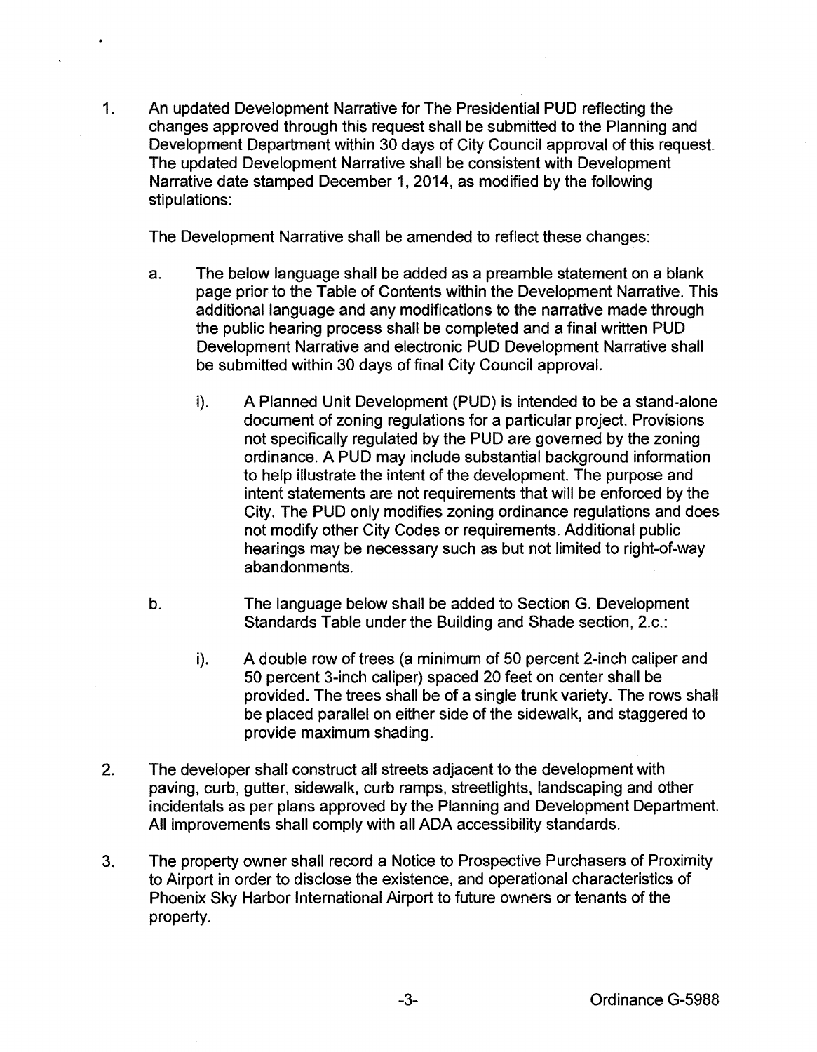1. An updated Development Narrative for The Presidential PUD reflecting the changes approved through this request shall be submitted to the Planning and Development Department within 30 days of City Council approval of this request. The updated Development Narrative shall be consistent with Development Narrative date stamped December 1, 2014, as modified by the following stipulations:

   The Development Narrative shall be amended to reflect these changes:

   a. The below language shall be added as a preamble statement on a blank page prior to the Table of Contents within the Development Narrative. This additional language and any modifications to the narrative made through the public hearing process shall be completed and a final written PUD Development Narrative and electronic PUD Development Narrative shall be submitted within 30 days of final City Council approval.

      i). A Planned Unit Development (PUD) is intended to be a stand-alone document of zoning regulations for a particular project. Provisions not specifically regulated by the PUD are governed by the zoning ordinance. A PUD may include substantial background information to help illustrate the intent of the development. The purpose and intent statements are not requirements that will be enforced by the City. The PUD only modifies zoning ordinance regulations and does not modify other City Codes or requirements. Additional public hearings may be necessary such as but not limited to right-of-way abandonments.

   b. The language below shall be added to Section G. Development Standards Table under the Building and Shade section, 2.c.:

      i). A double row of trees (a minimum of 50 percent 2-inch caliper and 50 percent 3-inch caliper) spaced 20 feet on center shall be provided. The trees shall be of a single trunk variety. The rows shall be placed parallel on either side of the sidewalk, and staggered to provide maximum shading.

2. The developer shall construct all streets adjacent to the development with paving, curb, gutter, sidewalk, curb ramps, streetlights, landscaping and other incidentals as per plans approved by the Planning and Development Department. All improvements shall comply with all ADA accessibility standards.

3. The property owner shall record a Notice to Prospective Purchasers of Proximity to Airport in order to disclose the existence, and operational characteristics of Phoenix Sky Harbor International Airport to future owners or tenants of the property.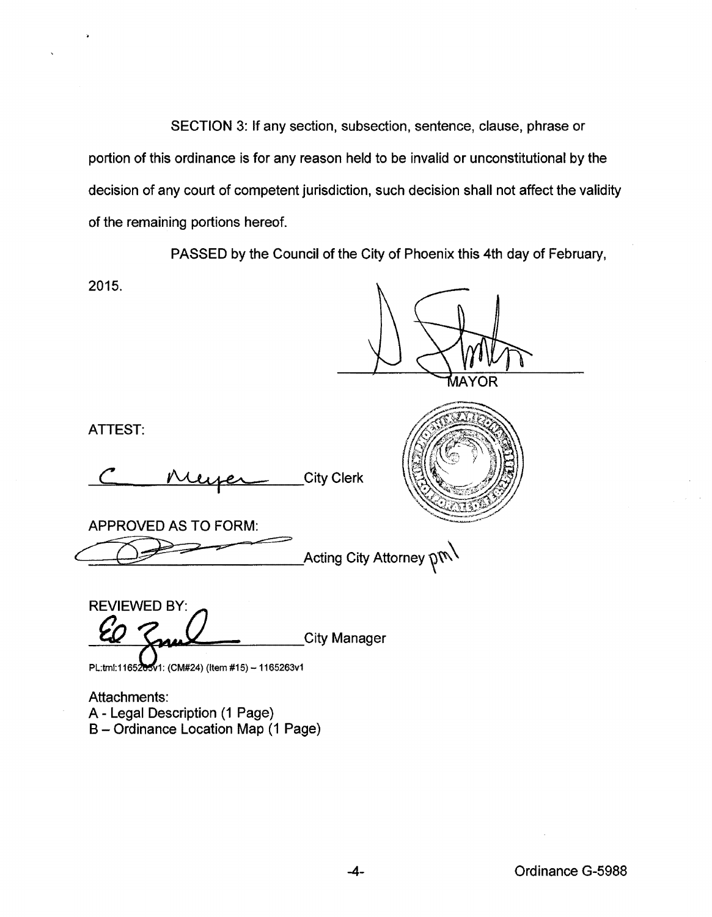SECTION 3: If any section, subsection, sentence, clause, phrase or portion of this ordinance is for any reason held to be invalid or unconstitutional by the decision of any court of competent jurisdiction, such decision shall not affect the validity of the remaining portions hereof.

PASSED by the Council of the City of Phoenix this 4th day of February, 2015.

MAYOR

ATTEST:

City Clerk

APPROVED AS TO FORM:

Acting City Attorney pml

REVIEWED BY:

City Manager

PL:tml:1165263v1: (CM#24) (Item #15) – 1165263v1

Attachments:
A - Legal Description (1 Page)
B – Ordinance Location Map (1 Page)

Ordinance G-5988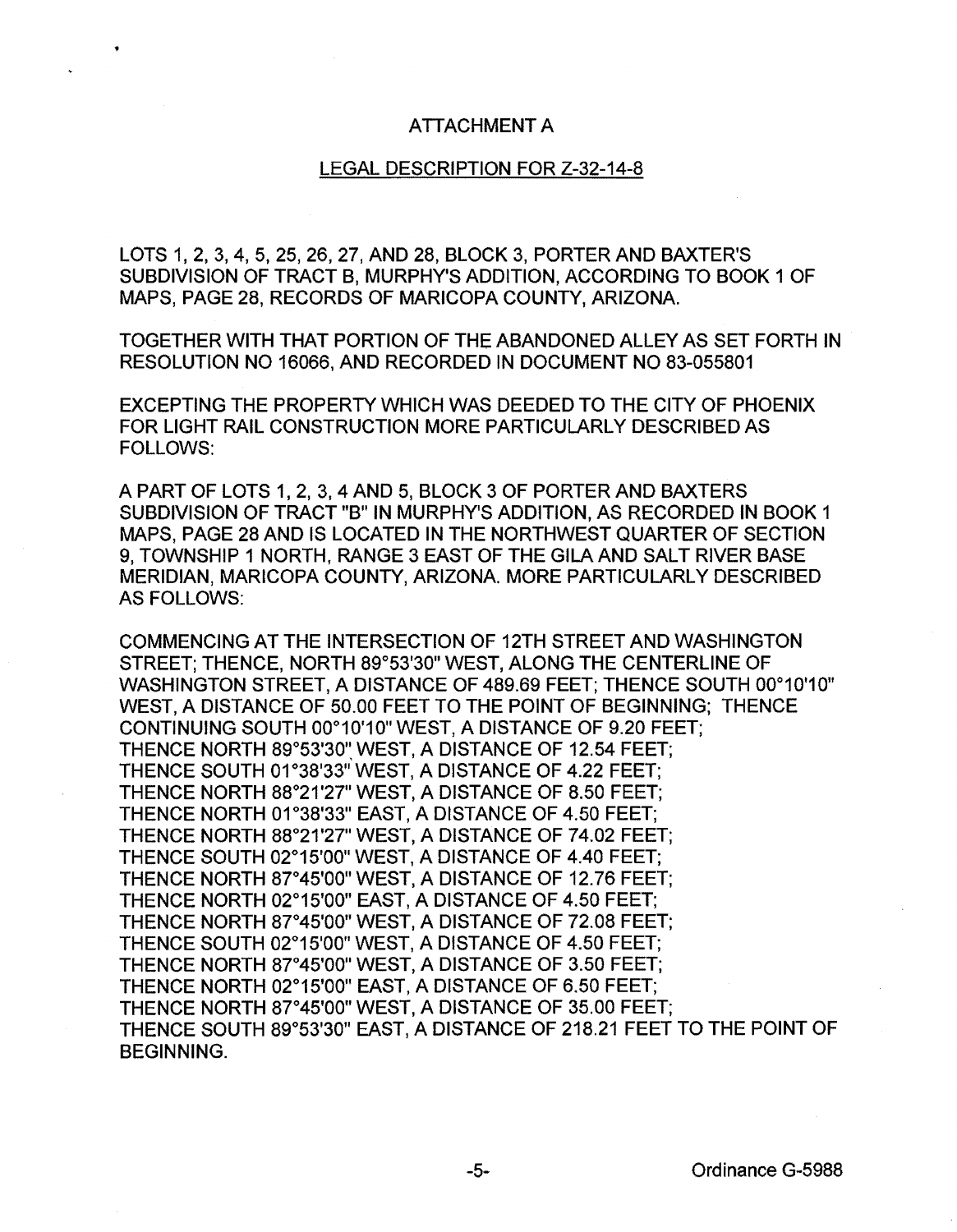# ATTACHMENT A

## LEGAL DESCRIPTION FOR Z-32-14-8

LOTS 1, 2, 3, 4, 5, 25, 26, 27, AND 28, BLOCK 3, PORTER AND BAXTER'S SUBDIVISION OF TRACT B, MURPHY'S ADDITION, ACCORDING TO BOOK 1 OF MAPS, PAGE 28, RECORDS OF MARICOPA COUNTY, ARIZONA.

TOGETHER WITH THAT PORTION OF THE ABANDONED ALLEY AS SET FORTH IN RESOLUTION NO 16066, AND RECORDED IN DOCUMENT NO 83-055801

EXCEPTING THE PROPERTY WHICH WAS DEEDED TO THE CITY OF PHOENIX FOR LIGHT RAIL CONSTRUCTION MORE PARTICULARLY DESCRIBED AS FOLLOWS:

A PART OF LOTS 1, 2, 3, 4 AND 5, BLOCK 3 OF PORTER AND BAXTERS SUBDIVISION OF TRACT "B" IN MURPHY'S ADDITION, AS RECORDED IN BOOK 1 MAPS, PAGE 28 AND IS LOCATED IN THE NORTHWEST QUARTER OF SECTION 9, TOWNSHIP 1 NORTH, RANGE 3 EAST OF THE GILA AND SALT RIVER BASE MERIDIAN, MARICOPA COUNTY, ARIZONA. MORE PARTICULARLY DESCRIBED AS FOLLOWS:

COMMENCING AT THE INTERSECTION OF 12TH STREET AND WASHINGTON STREET; THENCE, NORTH 89°53'30" WEST, ALONG THE CENTERLINE OF WASHINGTON STREET, A DISTANCE OF 489.69 FEET; THENCE SOUTH 00°10'10" WEST, A DISTANCE OF 50.00 FEET TO THE POINT OF BEGINNING; THENCE CONTINUING SOUTH 00°10'10" WEST, A DISTANCE OF 9.20 FEET;
THENCE NORTH 89°53'30" WEST, A DISTANCE OF 12.54 FEET;
THENCE SOUTH 01°38'33" WEST, A DISTANCE OF 4.22 FEET;
THENCE NORTH 88°21'27" WEST, A DISTANCE OF 8.50 FEET;
THENCE NORTH 01°38'33" EAST, A DISTANCE OF 4.50 FEET;
THENCE NORTH 88°21'27" WEST, A DISTANCE OF 74.02 FEET;
THENCE SOUTH 02°15'00" WEST, A DISTANCE OF 4.40 FEET;
THENCE NORTH 87°45'00" WEST, A DISTANCE OF 12.76 FEET;
THENCE NORTH 02°15'00" EAST, A DISTANCE OF 4.50 FEET;
THENCE NORTH 87°45'00" WEST, A DISTANCE OF 72.08 FEET;
THENCE SOUTH 02°15'00" WEST, A DISTANCE OF 4.50 FEET;
THENCE NORTH 87°45'00" WEST, A DISTANCE OF 3.50 FEET;
THENCE NORTH 02°15'00" EAST, A DISTANCE OF 6.50 FEET;
THENCE NORTH 87°45'00" WEST, A DISTANCE OF 35.00 FEET;
THENCE SOUTH 89°53'30" EAST, A DISTANCE OF 218.21 FEET TO THE POINT OF BEGINNING.

Ordinance G-5988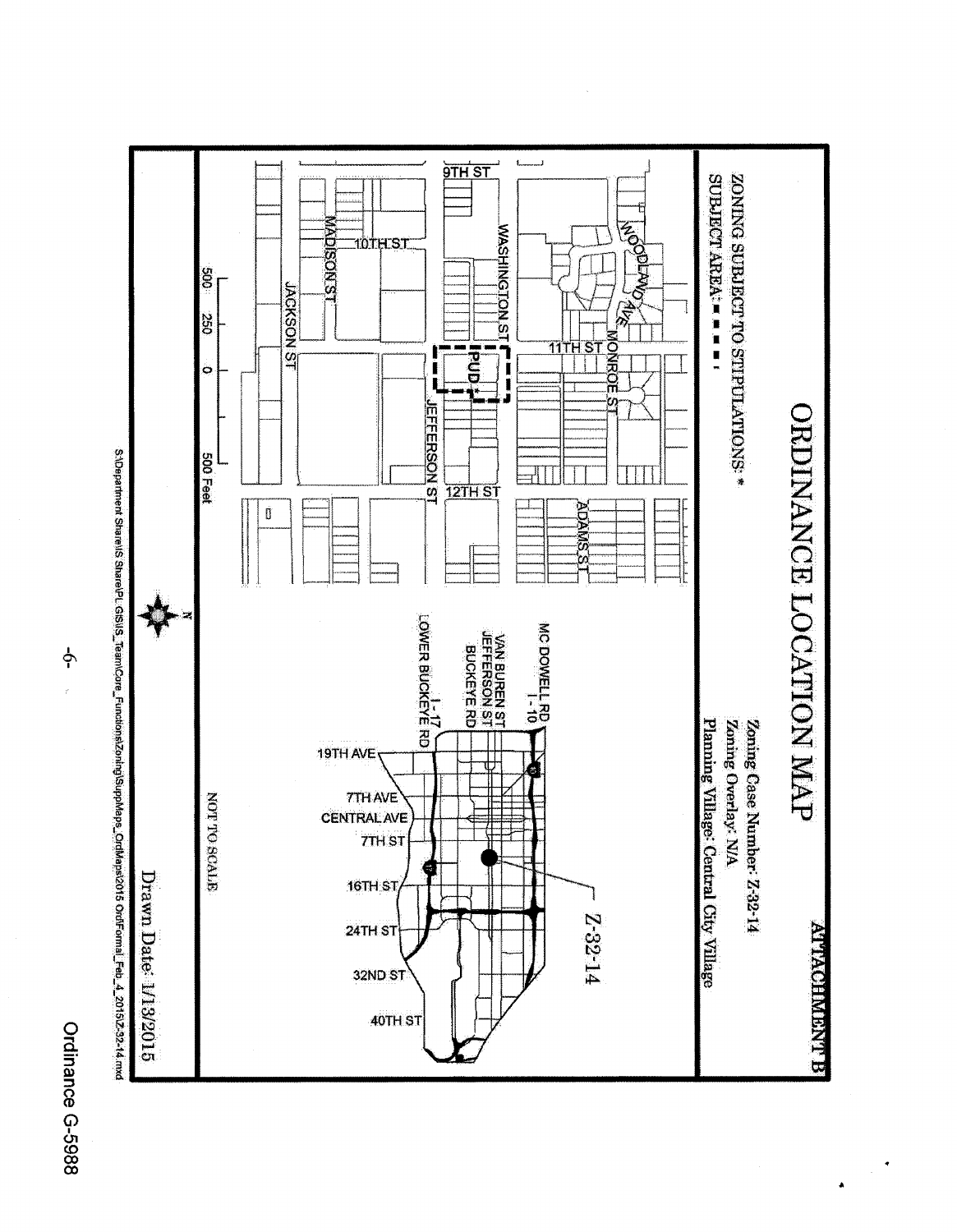# ORDINANCE LOCATION MAP

**ATTACHMENT B**

ZONING SUBJECT TO STIPULATIONS: *

SUBJECT AREA: ■ ■ ■ ■

Zoning Case Number: Z-32-14

Zoning Overlay: N/A

Planning Village: Central City Village

9TH ST

10TH ST

11TH ST

12TH ST

WOODLAND AVE

MONROE ST

ADAMS ST

WASHINGTON ST

JEFFERSON ST

MADISON ST

JACKSON ST

PUD

500 250 0 500 Feet

MC DOWELL RD

I-10

VAN BUREN ST

JEFFERSON ST

BUCKEYE RD

I-17

LOWER BUCKEYE RD

19TH AVE

7TH AVE

CENTRAL AVE

7TH ST

16TH ST

24TH ST

32ND ST

40TH ST

Z-32-14

NOT TO SCALE

N

Drawn Date: 1/13/2015

S:\Department Share\IS Share\PL GIS\IS_Team\Core_Functions\Zoning\SuppMaps_OrdMaps\2015 Ord\Formal_Feb_4_2015\Z-32-14.mxd

Ordinance G-5988